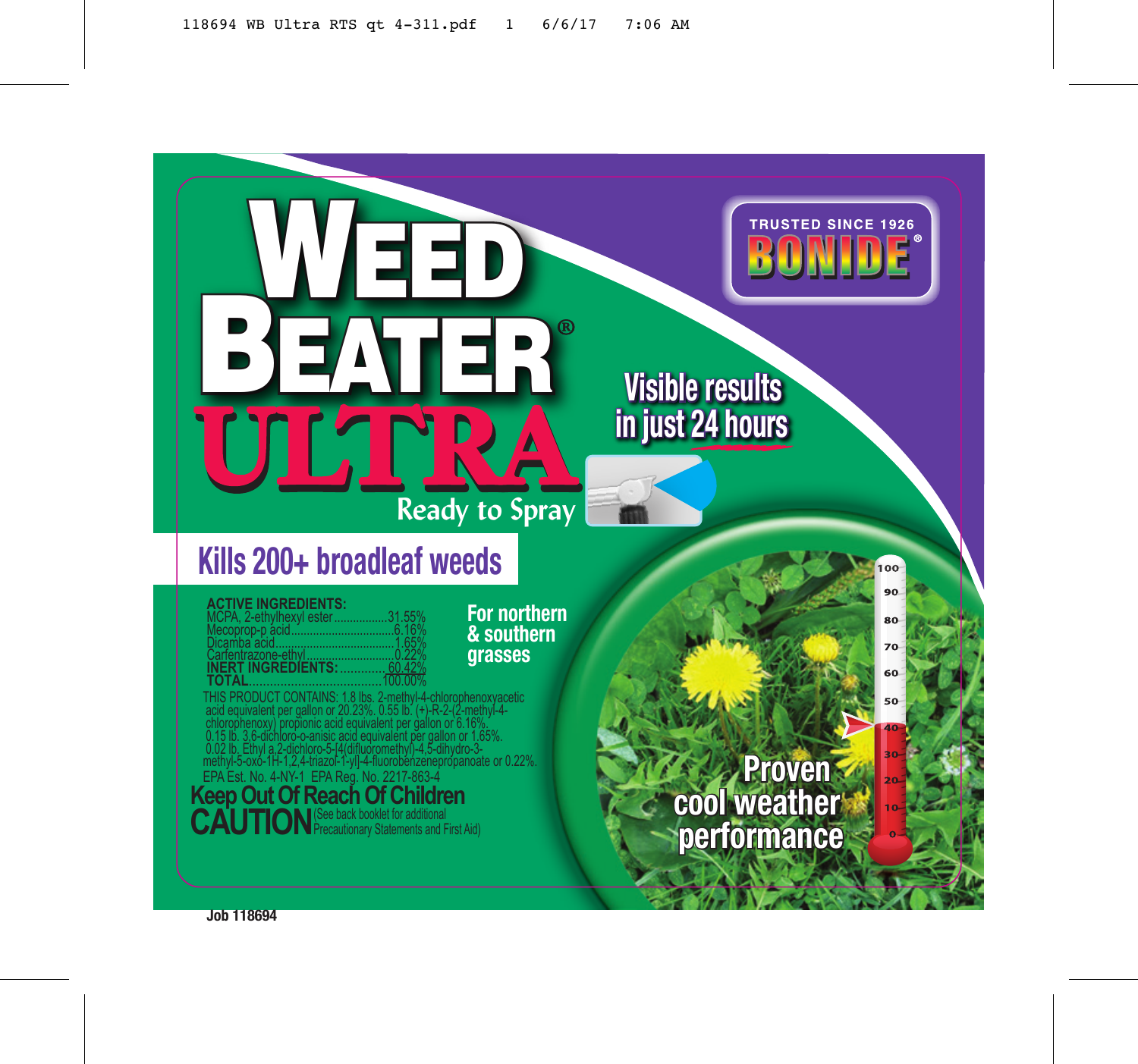TRUSTED SINCE 1926

**BONIDE®**

# WEED BEATER® ULTRA

Ready to Spray

**Visible results in just 24 hours**

## Kills 200+ broadleaf weeds

**For northern & southern grasses**

| **ACTIVE INGREDIENTS:** | |
|---|---|
| MCPA, 2-ethylhexyl ester | 31.55% |
| Mecoprop-p acid | 6.16% |
| Dicamba acid | 1.65% |
| Carfentrazone-ethyl | 0.22% |
| **INERT INGREDIENTS:** | 60.42% |
| **TOTAL** | 100.00% |

THIS PRODUCT CONTAINS: 1.8 lbs. 2-methyl-4-chlorophenoxyacetic acid equivalent per gallon or 20.23%. 0.55 lb. (+)-R-2-(2-methyl-4-chlorophenoxy) propionic acid equivalent per gallon or 6.16%. 0.15 lb. 3,6-dichloro-o-anisic acid equivalent per gallon or 1.65%. 0.02 lb. Ethyl a,2-dichloro-5-[4(difluoromethyl)-4,5-dihydro-3-methyl-5-oxo-1H-1,2,4-triazol-1-yl]-4-fluorobenzenepropanoate or 0.22%.

EPA Est. No. 4-NY-1 EPA Reg. No. 2217-863-4

**Keep Out Of Reach Of Children**

**CAUTION** (See back booklet for additional Precautionary Statements and First Aid)

**Proven cool weather performance**

Job 118694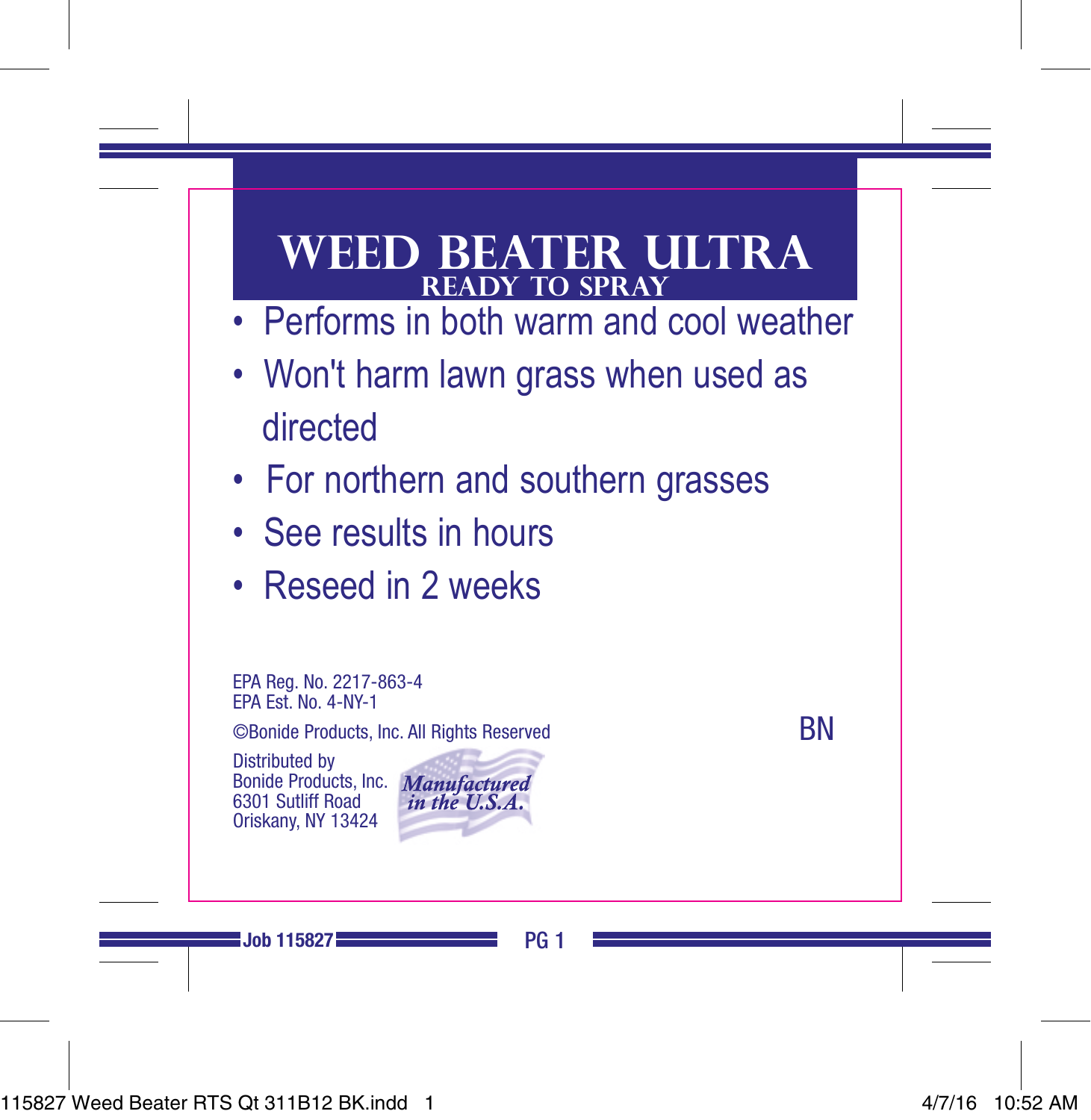# WEED BEATER ULTRA

## READY TO SPRAY

- Performs in both warm and cool weather
- Won't harm lawn grass when used as directed
- For northern and southern grasses
- See results in hours
- Reseed in 2 weeks

EPA Reg. No. 2217-863-4
EPA Est. No. 4-NY-1

©Bonide Products, Inc. All Rights Reserved

BN

Distributed by
Bonide Products, Inc.
6301 Sutliff Road
Oriskany, NY 13424

*Manufactured in the U.S.A.*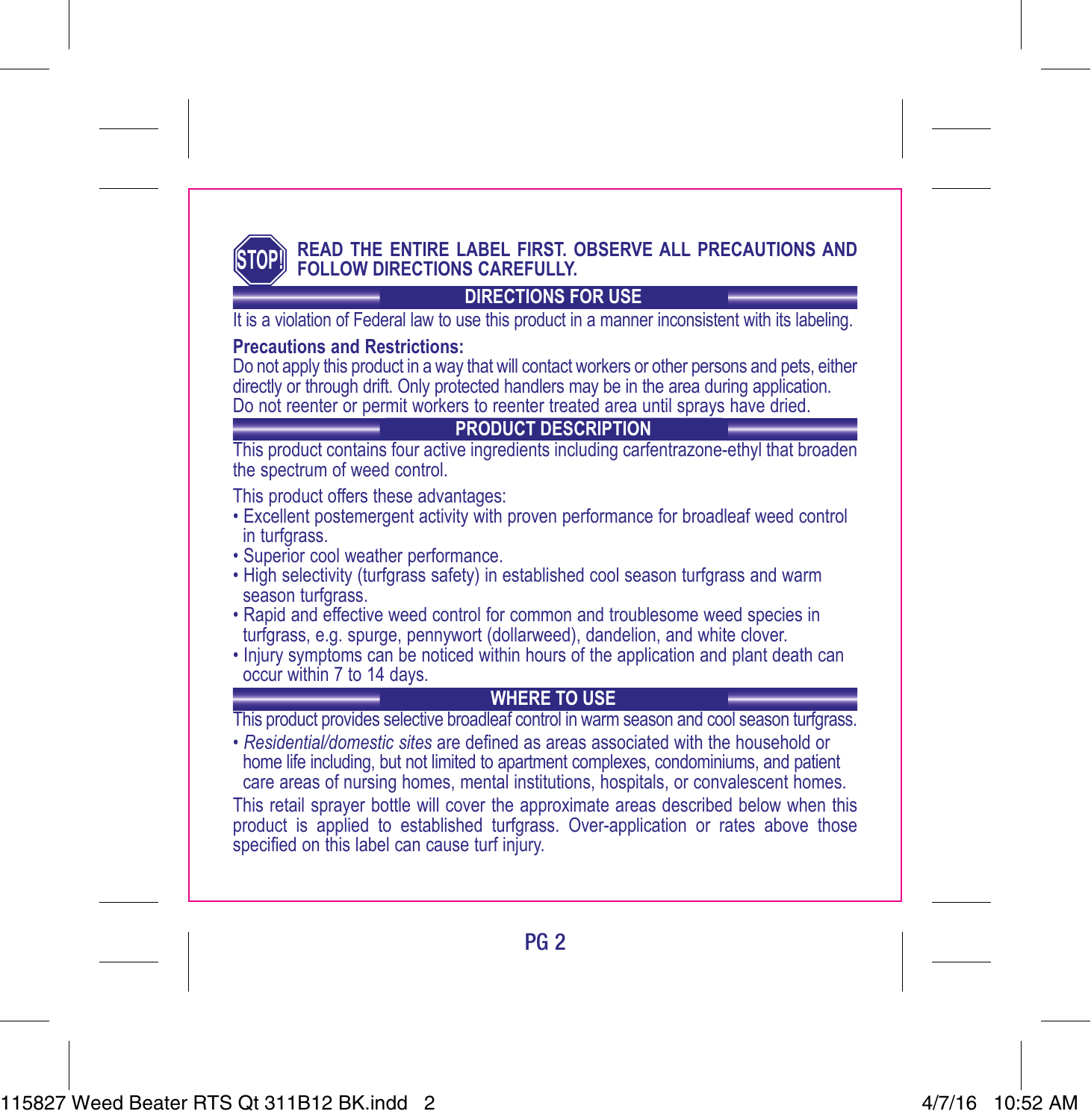**STOP! READ THE ENTIRE LABEL FIRST. OBSERVE ALL PRECAUTIONS AND FOLLOW DIRECTIONS CAREFULLY.**

## DIRECTIONS FOR USE

It is a violation of Federal law to use this product in a manner inconsistent with its labeling.

**Precautions and Restrictions:**
Do not apply this product in a way that will contact workers or other persons and pets, either directly or through drift. Only protected handlers may be in the area during application. Do not reenter or permit workers to reenter treated area until sprays have dried.

## PRODUCT DESCRIPTION

This product contains four active ingredients including carfentrazone-ethyl that broaden the spectrum of weed control.

This product offers these advantages:

- Excellent postemergent activity with proven performance for broadleaf weed control in turfgrass.
- Superior cool weather performance.
- High selectivity (turfgrass safety) in established cool season turfgrass and warm season turfgrass.
- Rapid and effective weed control for common and troublesome weed species in turfgrass, e.g. spurge, pennywort (dollarweed), dandelion, and white clover.
- Injury symptoms can be noticed within hours of the application and plant death can occur within 7 to 14 days.

## WHERE TO USE

This product provides selective broadleaf control in warm season and cool season turfgrass.

- *Residential/domestic sites* are defined as areas associated with the household or home life including, but not limited to apartment complexes, condominiums, and patient care areas of nursing homes, mental institutions, hospitals, or convalescent homes.

This retail sprayer bottle will cover the approximate areas described below when this product is applied to established turfgrass. Over-application or rates above those specified on this label can cause turf injury.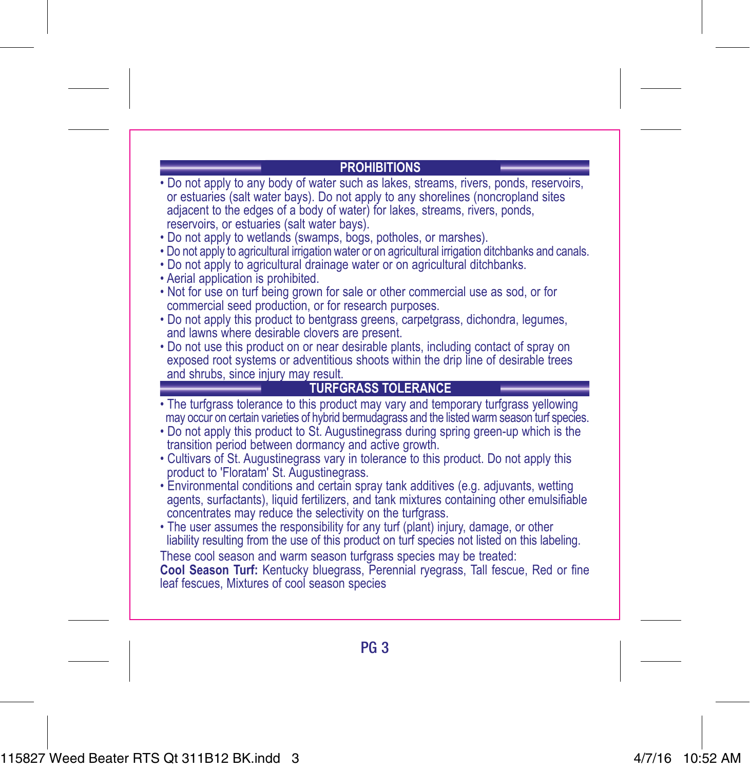## PROHIBITIONS

- Do not apply to any body of water such as lakes, streams, rivers, ponds, reservoirs, or estuaries (salt water bays). Do not apply to any shorelines (noncropland sites adjacent to the edges of a body of water) for lakes, streams, rivers, ponds, reservoirs, or estuaries (salt water bays).
- Do not apply to wetlands (swamps, bogs, potholes, or marshes).
- Do not apply to agricultural irrigation water or on agricultural irrigation ditchbanks and canals.
- Do not apply to agricultural drainage water or on agricultural ditchbanks.
- Aerial application is prohibited.
- Not for use on turf being grown for sale or other commercial use as sod, or for commercial seed production, or for research purposes.
- Do not apply this product to bentgrass greens, carpetgrass, dichondra, legumes, and lawns where desirable clovers are present.
- Do not use this product on or near desirable plants, including contact of spray on exposed root systems or adventitious shoots within the drip line of desirable trees and shrubs, since injury may result.

## TURFGRASS TOLERANCE

- The turfgrass tolerance to this product may vary and temporary turfgrass yellowing may occur on certain varieties of hybrid bermudagrass and the listed warm season turf species.
- Do not apply this product to St. Augustinegrass during spring green-up which is the transition period between dormancy and active growth.
- Cultivars of St. Augustinegrass vary in tolerance to this product. Do not apply this product to 'Floratam' St. Augustinegrass.
- Environmental conditions and certain spray tank additives (e.g. adjuvants, wetting agents, surfactants), liquid fertilizers, and tank mixtures containing other emulsifiable concentrates may reduce the selectivity on the turfgrass.
- The user assumes the responsibility for any turf (plant) injury, damage, or other liability resulting from the use of this product on turf species not listed on this labeling.

These cool season and warm season turfgrass species may be treated:

**Cool Season Turf:** Kentucky bluegrass, Perennial ryegrass, Tall fescue, Red or fine leaf fescues, Mixtures of cool season species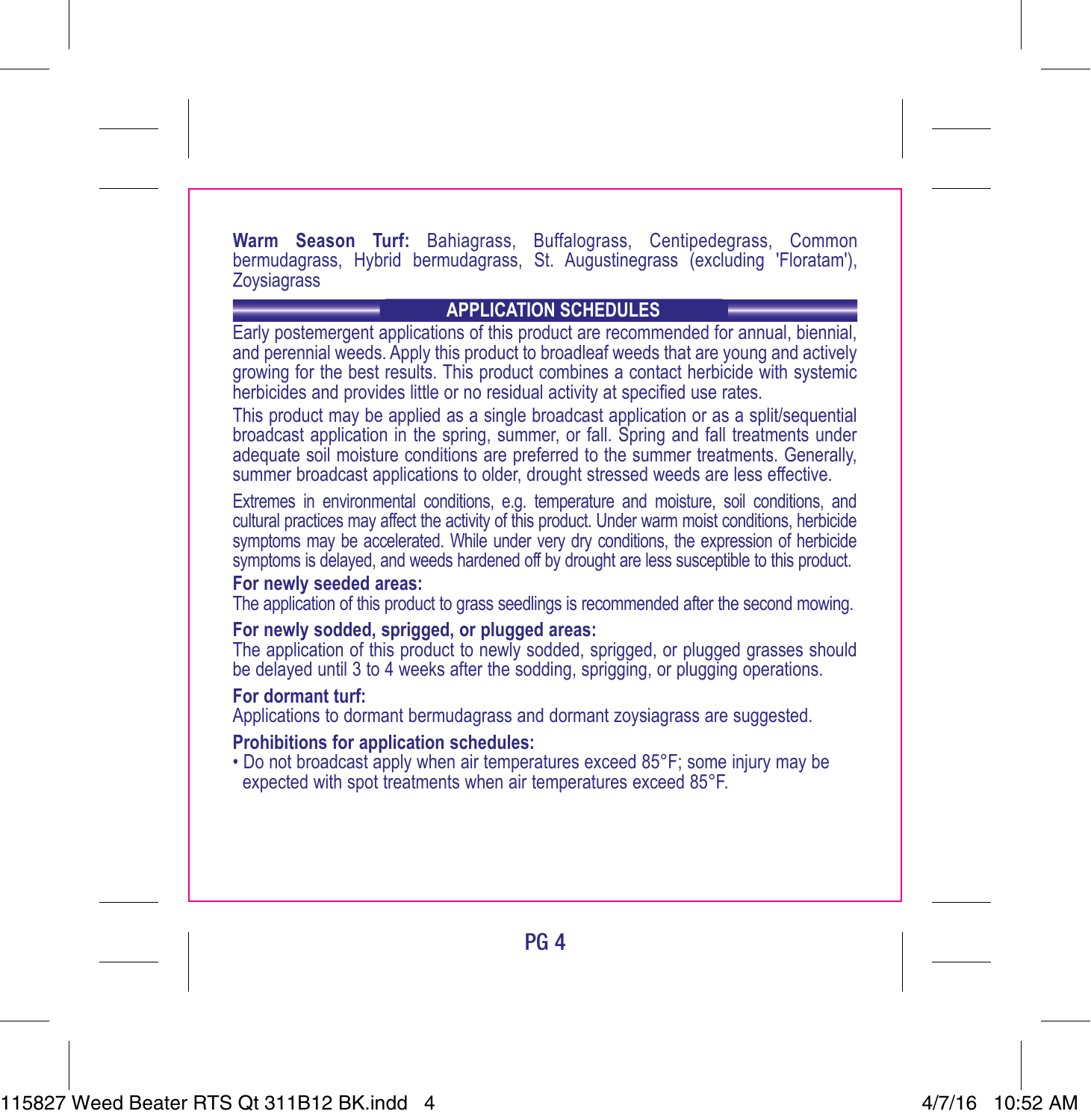**Warm Season Turf:** Bahiagrass, Buffalograss, Centipedegrass, Common bermudagrass, Hybrid bermudagrass, St. Augustinegrass (excluding 'Floratam'), Zoysiagrass

## APPLICATION SCHEDULES

Early postemergent applications of this product are recommended for annual, biennial, and perennial weeds. Apply this product to broadleaf weeds that are young and actively growing for the best results. This product combines a contact herbicide with systemic herbicides and provides little or no residual activity at specified use rates.

This product may be applied as a single broadcast application or as a split/sequential broadcast application in the spring, summer, or fall. Spring and fall treatments under adequate soil moisture conditions are preferred to the summer treatments. Generally, summer broadcast applications to older, drought stressed weeds are less effective.

Extremes in environmental conditions, e.g. temperature and moisture, soil conditions, and cultural practices may affect the activity of this product. Under warm moist conditions, herbicide symptoms may be accelerated. While under very dry conditions, the expression of herbicide symptoms is delayed, and weeds hardened off by drought are less susceptible to this product.

**For newly seeded areas:**
The application of this product to grass seedlings is recommended after the second mowing.

**For newly sodded, sprigged, or plugged areas:**
The application of this product to newly sodded, sprigged, or plugged grasses should be delayed until 3 to 4 weeks after the sodding, sprigging, or plugging operations.

**For dormant turf:**
Applications to dormant bermudagrass and dormant zoysiagrass are suggested.

**Prohibitions for application schedules:**

- Do not broadcast apply when air temperatures exceed 85°F; some injury may be expected with spot treatments when air temperatures exceed 85°F.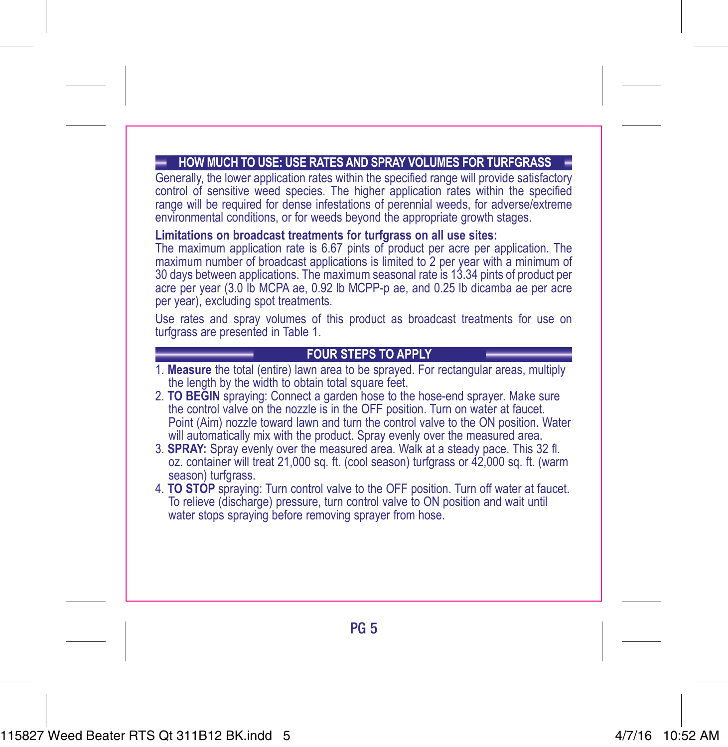## HOW MUCH TO USE: USE RATES AND SPRAY VOLUMES FOR TURFGRASS

Generally, the lower application rates within the specified range will provide satisfactory control of sensitive weed species. The higher application rates within the specified range will be required for dense infestations of perennial weeds, for adverse/extreme environmental conditions, or for weeds beyond the appropriate growth stages.

**Limitations on broadcast treatments for turfgrass on all use sites:**
The maximum application rate is 6.67 pints of product per acre per application. The maximum number of broadcast applications is limited to 2 per year with a minimum of 30 days between applications. The maximum seasonal rate is 13.34 pints of product per acre per year (3.0 lb MCPA ae, 0.92 lb MCPP-p ae, and 0.25 lb dicamba ae per acre per year), excluding spot treatments.

Use rates and spray volumes of this product as broadcast treatments for use on turfgrass are presented in Table 1.

## FOUR STEPS TO APPLY

1. **Measure** the total (entire) lawn area to be sprayed. For rectangular areas, multiply the length by the width to obtain total square feet.
2. **TO BEGIN** spraying: Connect a garden hose to the hose-end sprayer. Make sure the control valve on the nozzle is in the OFF position. Turn on water at faucet. Point (Aim) nozzle toward lawn and turn the control valve to the ON position. Water will automatically mix with the product. Spray evenly over the measured area.
3. **SPRAY:** Spray evenly over the measured area. Walk at a steady pace. This 32 fl. oz. container will treat 21,000 sq. ft. (cool season) turfgrass or 42,000 sq. ft. (warm season) turfgrass.
4. **TO STOP** spraying: Turn control valve to the OFF position. Turn off water at faucet. To relieve (discharge) pressure, turn control valve to ON position and wait until water stops spraying before removing sprayer from hose.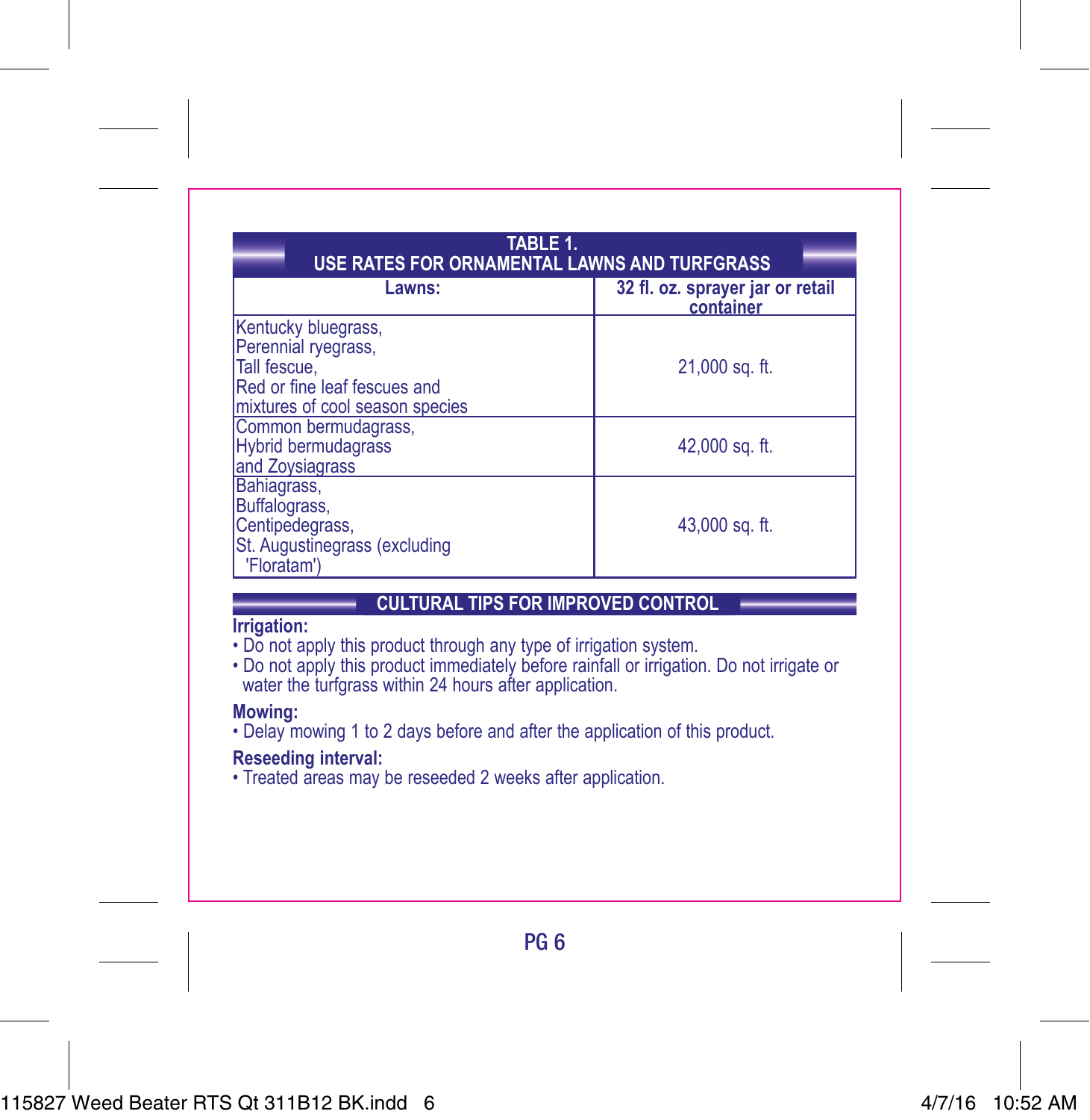**TABLE 1.**
**USE RATES FOR ORNAMENTAL LAWNS AND TURFGRASS**

| Lawns: | 32 fl. oz. sprayer jar or retail container |
|---|---|
| Kentucky bluegrass, Perennial ryegrass, Tall fescue, Red or fine leaf fescues and mixtures of cool season species | 21,000 sq. ft. |
| Common bermudagrass, Hybrid bermudagrass and Zoysiagrass | 42,000 sq. ft. |
| Bahiagrass, Buffalograss, Centipedegrass, St. Augustinegrass (excluding 'Floratam') | 43,000 sq. ft. |

## CULTURAL TIPS FOR IMPROVED CONTROL

**Irrigation:**

- Do not apply this product through any type of irrigation system.
- Do not apply this product immediately before rainfall or irrigation. Do not irrigate or water the turfgrass within 24 hours after application.

**Mowing:**

- Delay mowing 1 to 2 days before and after the application of this product.

**Reseeding interval:**

- Treated areas may be reseeded 2 weeks after application.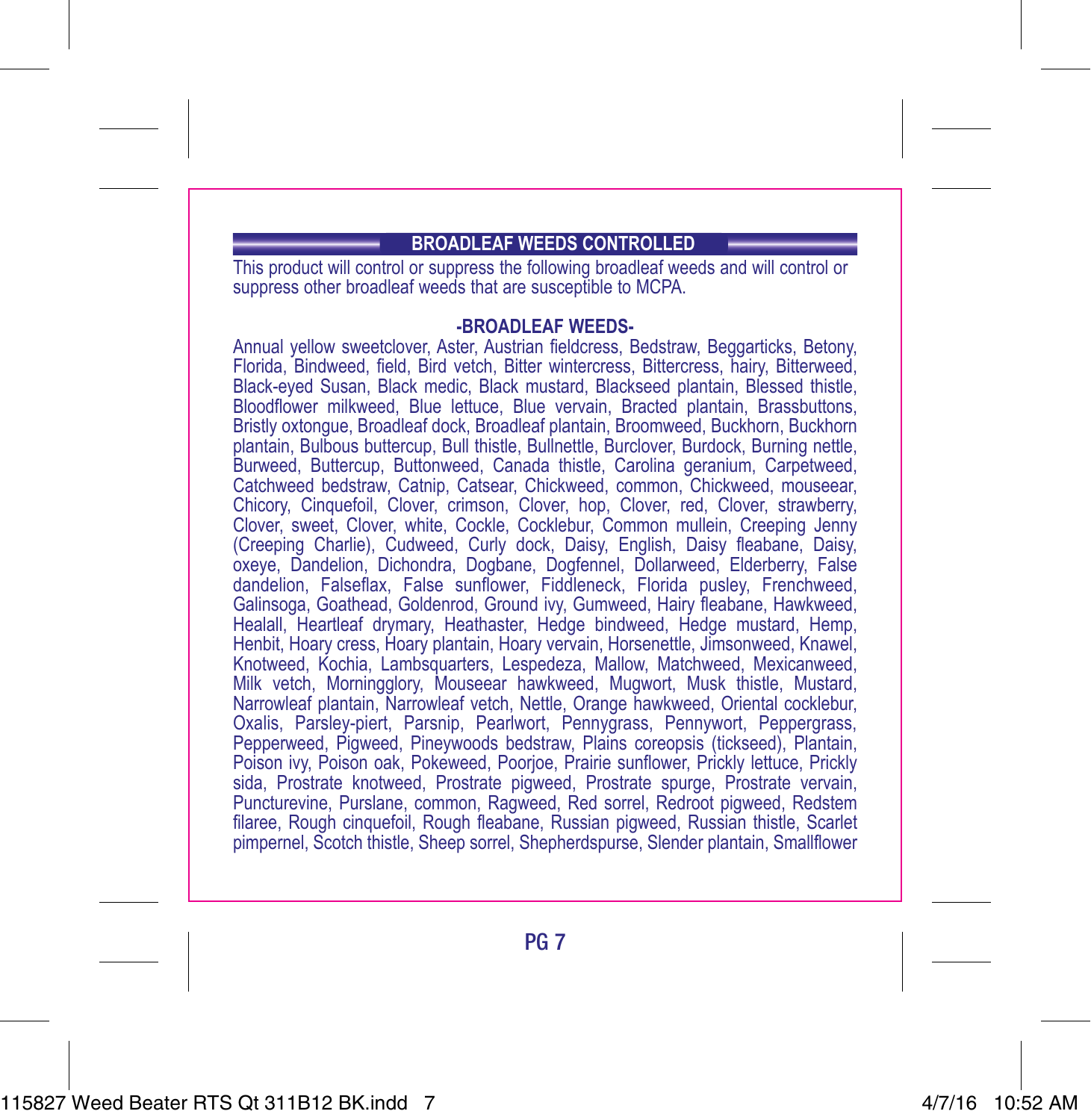## BROADLEAF WEEDS CONTROLLED

This product will control or suppress the following broadleaf weeds and will control or suppress other broadleaf weeds that are susceptible to MCPA.

**-BROADLEAF WEEDS-**

Annual yellow sweetclover, Aster, Austrian fieldcress, Bedstraw, Beggarticks, Betony, Florida, Bindweed, field, Bird vetch, Bitter wintercress, Bittercress, hairy, Bitterweed, Black-eyed Susan, Black medic, Black mustard, Blackseed plantain, Blessed thistle, Bloodflower milkweed, Blue lettuce, Blue vervain, Bracted plantain, Brassbuttons, Bristly oxtongue, Broadleaf dock, Broadleaf plantain, Broomweed, Buckhorn, Buckhorn plantain, Bulbous buttercup, Bull thistle, Bullnettle, Burclover, Burdock, Burning nettle, Burweed, Buttercup, Buttonweed, Canada thistle, Carolina geranium, Carpetweed, Catchweed bedstraw, Catnip, Catsear, Chickweed, common, Chickweed, mouseear, Chicory, Cinquefoil, Clover, crimson, Clover, hop, Clover, red, Clover, strawberry, Clover, sweet, Clover, white, Cockle, Cocklebur, Common mullein, Creeping Jenny (Creeping Charlie), Cudweed, Curly dock, Daisy, English, Daisy fleabane, Daisy, oxeye, Dandelion, Dichondra, Dogbane, Dogfennel, Dollarweed, Elderberry, False dandelion, Falseflax, False sunflower, Fiddleneck, Florida pusley, Frenchweed, Galinsoga, Goathead, Goldenrod, Ground ivy, Gumweed, Hairy fleabane, Hawkweed, Healall, Heartleaf drymary, Heathaster, Hedge bindweed, Hedge mustard, Hemp, Henbit, Hoary cress, Hoary plantain, Hoary vervain, Horsenettle, Jimsonweed, Knawel, Knotweed, Kochia, Lambsquarters, Lespedeza, Mallow, Matchweed, Mexicanweed, Milk vetch, Morningglory, Mouseear hawkweed, Mugwort, Musk thistle, Mustard, Narrowleaf plantain, Narrowleaf vetch, Nettle, Orange hawkweed, Oriental cocklebur, Oxalis, Parsley-piert, Parsnip, Pearlwort, Pennygrass, Pennywort, Peppergrass, Pepperweed, Pigweed, Pineywoods bedstraw, Plains coreopsis (tickseed), Plantain, Poison ivy, Poison oak, Pokeweed, Poorjoe, Prairie sunflower, Prickly lettuce, Prickly sida, Prostrate knotweed, Prostrate pigweed, Prostrate spurge, Prostrate vervain, Puncturevine, Purslane, common, Ragweed, Red sorrel, Redroot pigweed, Redstem filaree, Rough cinquefoil, Rough fleabane, Russian pigweed, Russian thistle, Scarlet pimpernel, Scotch thistle, Sheep sorrel, Shepherdspurse, Slender plantain, Smallflower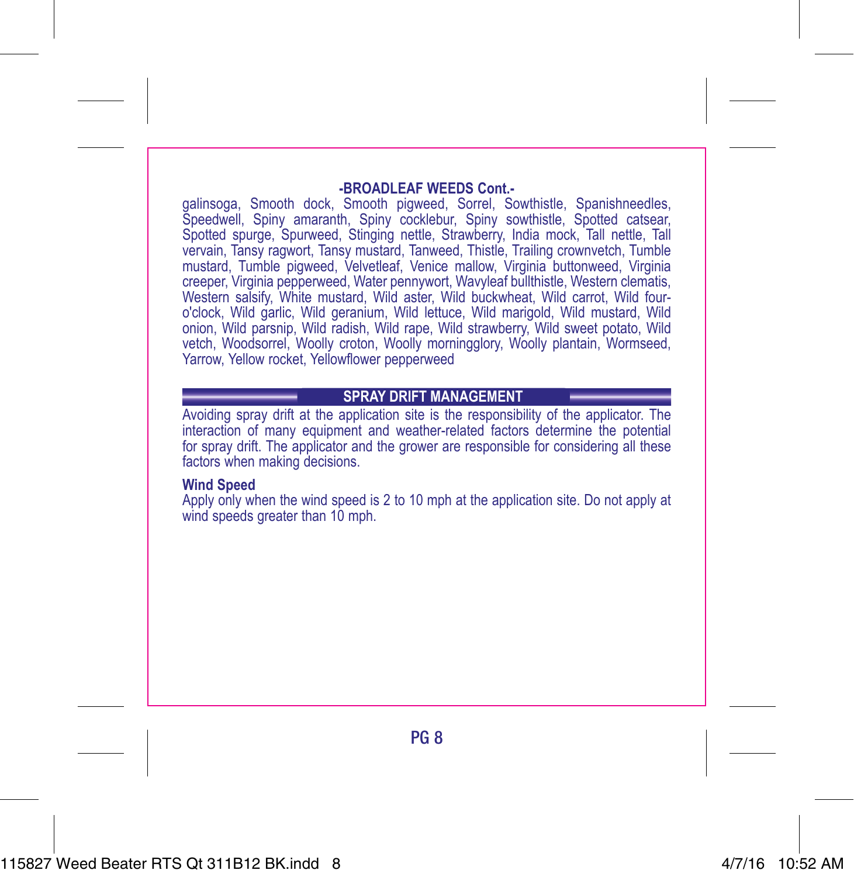**-BROADLEAF WEEDS Cont.-**

galinsoga, Smooth dock, Smooth pigweed, Sorrel, Sowthistle, Spanishneedles, Speedwell, Spiny amaranth, Spiny cocklebur, Spiny sowthistle, Spotted catsear, Spotted spurge, Spurweed, Stinging nettle, Strawberry, India mock, Tall nettle, Tall vervain, Tansy ragwort, Tansy mustard, Tanweed, Thistle, Trailing crownvetch, Tumble mustard, Tumble pigweed, Velvetleaf, Venice mallow, Virginia buttonweed, Virginia creeper, Virginia pepperweed, Water pennywort, Wavyleaf bullthistle, Western clematis, Western salsify, White mustard, Wild aster, Wild buckwheat, Wild carrot, Wild four-o'clock, Wild garlic, Wild geranium, Wild lettuce, Wild marigold, Wild mustard, Wild onion, Wild parsnip, Wild radish, Wild rape, Wild strawberry, Wild sweet potato, Wild vetch, Woodsorrel, Woolly croton, Woolly morningglory, Woolly plantain, Wormseed, Yarrow, Yellow rocket, Yellowflower pepperweed

## SPRAY DRIFT MANAGEMENT

Avoiding spray drift at the application site is the responsibility of the applicator. The interaction of many equipment and weather-related factors determine the potential for spray drift. The applicator and the grower are responsible for considering all these factors when making decisions.

**Wind Speed**

Apply only when the wind speed is 2 to 10 mph at the application site. Do not apply at wind speeds greater than 10 mph.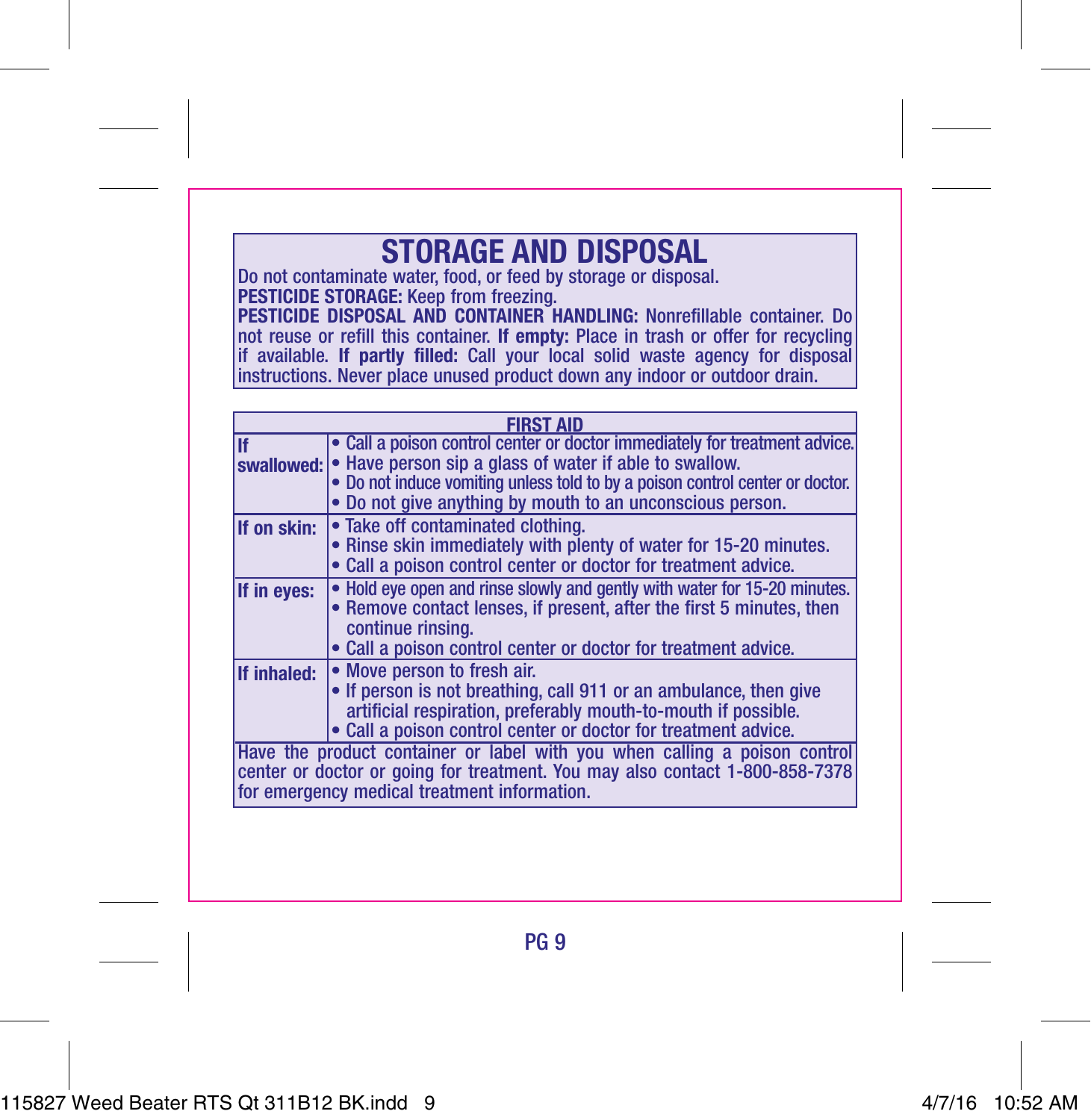## STORAGE AND DISPOSAL

Do not contaminate water, food, or feed by storage or disposal.

**PESTICIDE STORAGE:** Keep from freezing.

**PESTICIDE DISPOSAL AND CONTAINER HANDLING:** Nonrefillable container. Do not reuse or refill this container. **If empty:** Place in trash or offer for recycling if available. **If partly filled:** Call your local solid waste agency for disposal instructions. Never place unused product down any indoor or outdoor drain.

| FIRST AID | |
|---|---|
| **If swallowed:** | • Call a poison control center or doctor immediately for treatment advice.<br>• Have person sip a glass of water if able to swallow.<br>• Do not induce vomiting unless told to by a poison control center or doctor.<br>• Do not give anything by mouth to an unconscious person. |
| **If on skin:** | • Take off contaminated clothing.<br>• Rinse skin immediately with plenty of water for 15-20 minutes.<br>• Call a poison control center or doctor for treatment advice. |
| **If in eyes:** | • Hold eye open and rinse slowly and gently with water for 15-20 minutes.<br>• Remove contact lenses, if present, after the first 5 minutes, then continue rinsing.<br>• Call a poison control center or doctor for treatment advice. |
| **If inhaled:** | • Move person to fresh air.<br>• If person is not breathing, call 911 or an ambulance, then give artificial respiration, preferably mouth-to-mouth if possible.<br>• Call a poison control center or doctor for treatment advice. |
| Have the product container or label with you when calling a poison control center or doctor or going for treatment. You may also contact 1-800-858-7378 for emergency medical treatment information. | |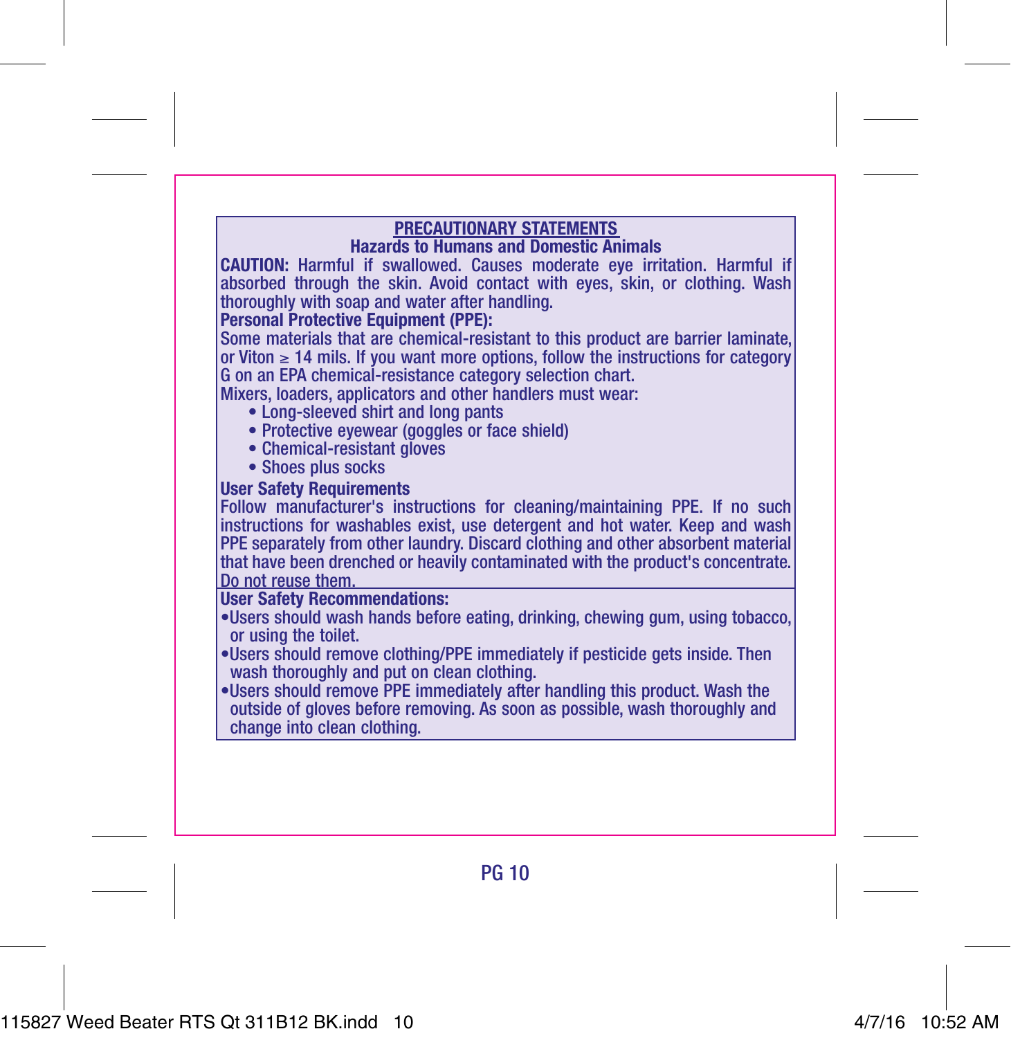## PRECAUTIONARY STATEMENTS

### Hazards to Humans and Domestic Animals

**CAUTION:** Harmful if swallowed. Causes moderate eye irritation. Harmful if absorbed through the skin. Avoid contact with eyes, skin, or clothing. Wash thoroughly with soap and water after handling.

**Personal Protective Equipment (PPE):**

Some materials that are chemical-resistant to this product are barrier laminate, or Viton ≥ 14 mils. If you want more options, follow the instructions for category G on an EPA chemical-resistance category selection chart.

Mixers, loaders, applicators and other handlers must wear:

- Long-sleeved shirt and long pants
- Protective eyewear (goggles or face shield)
- Chemical-resistant gloves
- Shoes plus socks

**User Safety Requirements**

Follow manufacturer's instructions for cleaning/maintaining PPE. If no such instructions for washables exist, use detergent and hot water. Keep and wash PPE separately from other laundry. Discard clothing and other absorbent material that have been drenched or heavily contaminated with the product's concentrate. Do not reuse them.

**User Safety Recommendations:**

- Users should wash hands before eating, drinking, chewing gum, using tobacco, or using the toilet.
- Users should remove clothing/PPE immediately if pesticide gets inside. Then wash thoroughly and put on clean clothing.
- Users should remove PPE immediately after handling this product. Wash the outside of gloves before removing. As soon as possible, wash thoroughly and change into clean clothing.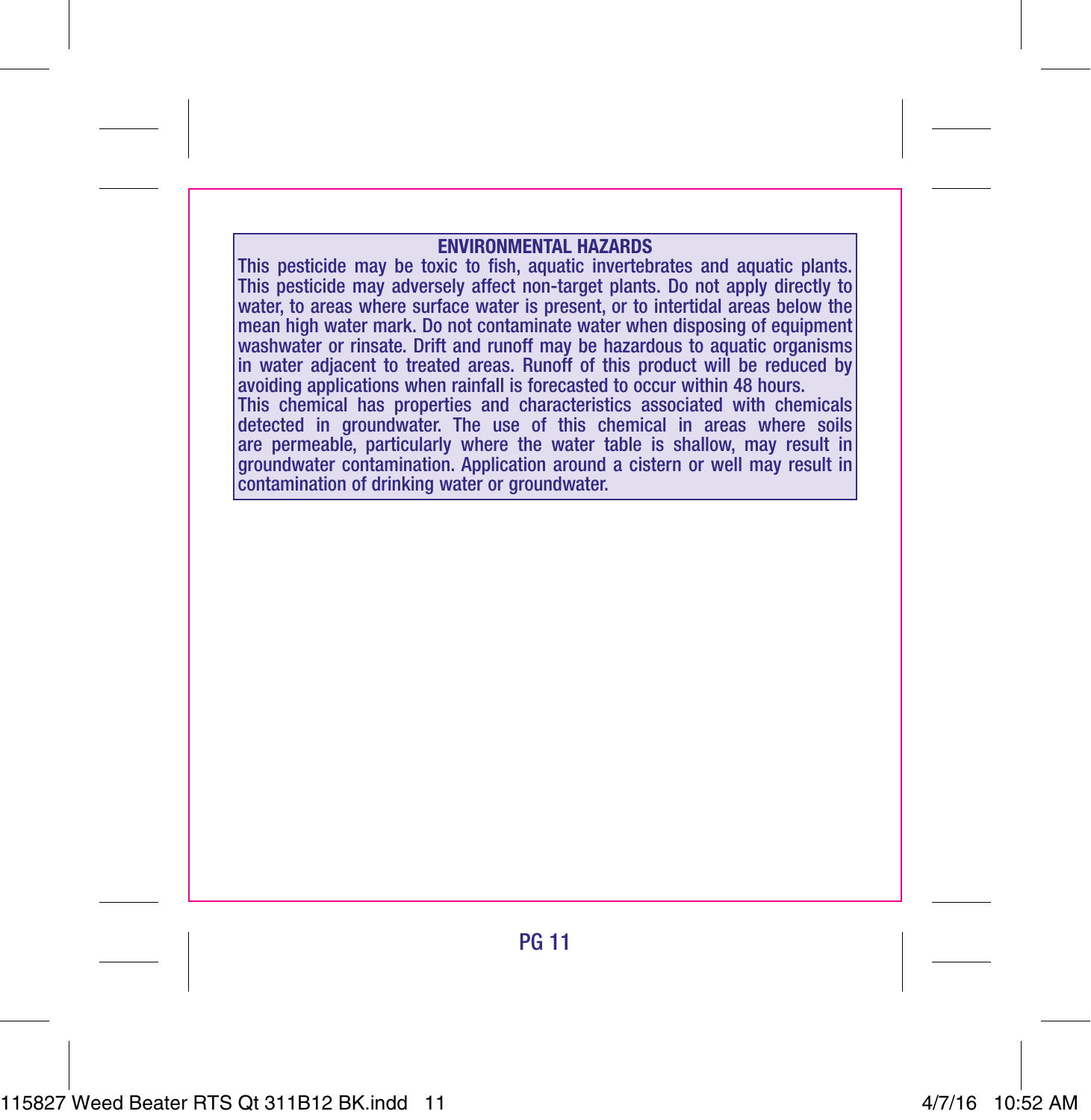## ENVIRONMENTAL HAZARDS

This pesticide may be toxic to fish, aquatic invertebrates and aquatic plants. This pesticide may adversely affect non-target plants. Do not apply directly to water, to areas where surface water is present, or to intertidal areas below the mean high water mark. Do not contaminate water when disposing of equipment washwater or rinsate. Drift and runoff may be hazardous to aquatic organisms in water adjacent to treated areas. Runoff of this product will be reduced by avoiding applications when rainfall is forecasted to occur within 48 hours.

This chemical has properties and characteristics associated with chemicals detected in groundwater. The use of this chemical in areas where soils are permeable, particularly where the water table is shallow, may result in groundwater contamination. Application around a cistern or well may result in contamination of drinking water or groundwater.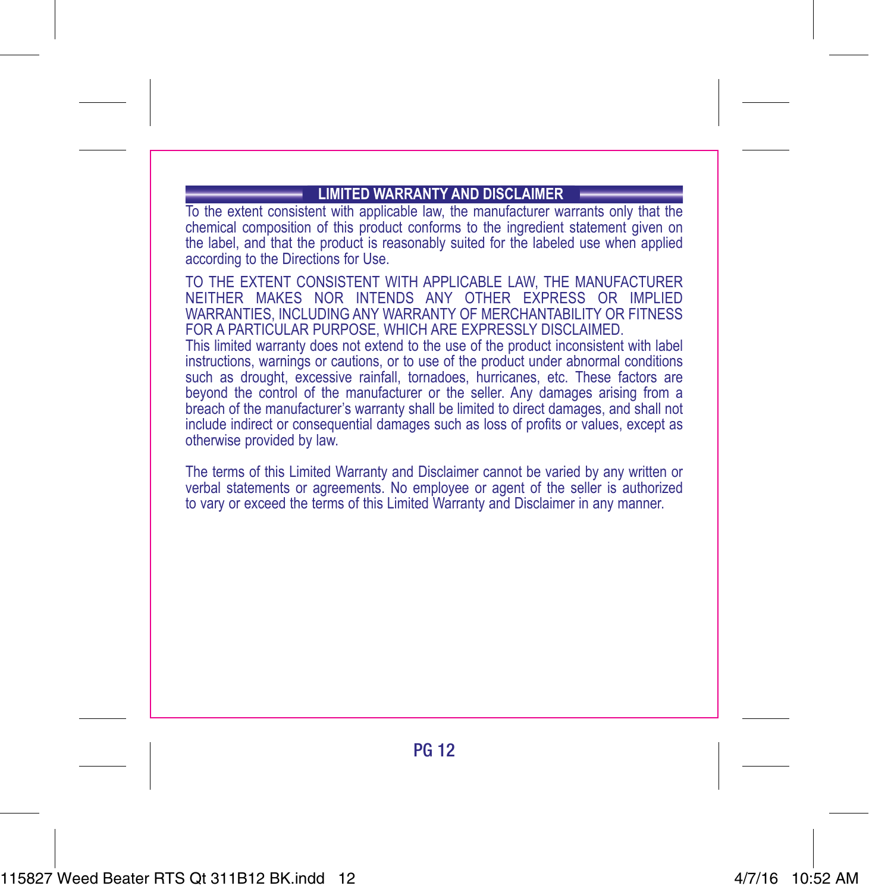## LIMITED WARRANTY AND DISCLAIMER

To the extent consistent with applicable law, the manufacturer warrants only that the chemical composition of this product conforms to the ingredient statement given on the label, and that the product is reasonably suited for the labeled use when applied according to the Directions for Use.

TO THE EXTENT CONSISTENT WITH APPLICABLE LAW, THE MANUFACTURER NEITHER MAKES NOR INTENDS ANY OTHER EXPRESS OR IMPLIED WARRANTIES, INCLUDING ANY WARRANTY OF MERCHANTABILITY OR FITNESS FOR A PARTICULAR PURPOSE, WHICH ARE EXPRESSLY DISCLAIMED.
This limited warranty does not extend to the use of the product inconsistent with label instructions, warnings or cautions, or to use of the product under abnormal conditions such as drought, excessive rainfall, tornadoes, hurricanes, etc. These factors are beyond the control of the manufacturer or the seller. Any damages arising from a breach of the manufacturer's warranty shall be limited to direct damages, and shall not include indirect or consequential damages such as loss of profits or values, except as otherwise provided by law.

The terms of this Limited Warranty and Disclaimer cannot be varied by any written or verbal statements or agreements. No employee or agent of the seller is authorized to vary or exceed the terms of this Limited Warranty and Disclaimer in any manner.